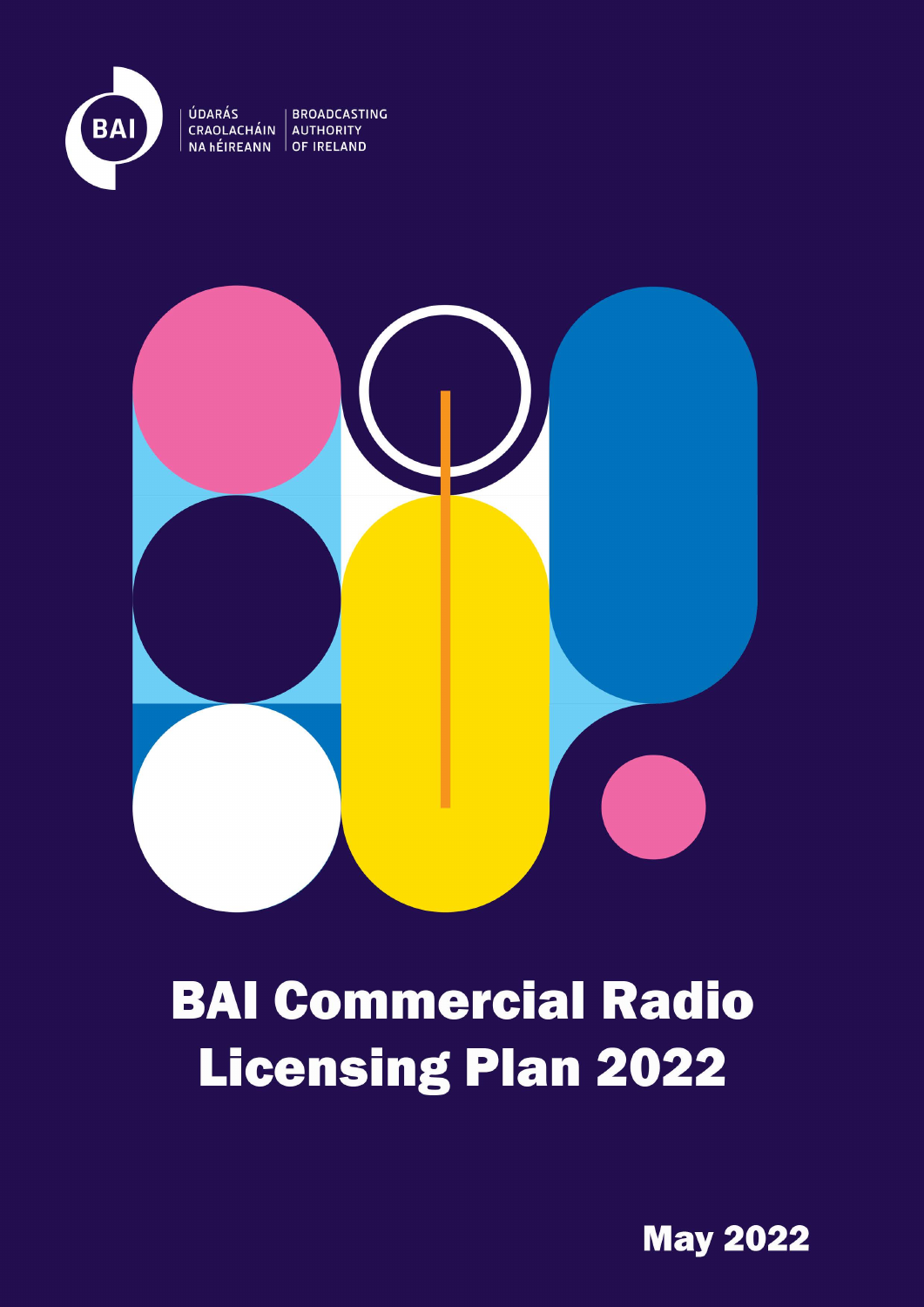ÚDARÁS CRAOLACHÁIN NA hÉIREANN | BROADCASTING AUTHORITY OF IRELAND

# BAI Commercial Radio Licensing Plan 2022

May 2022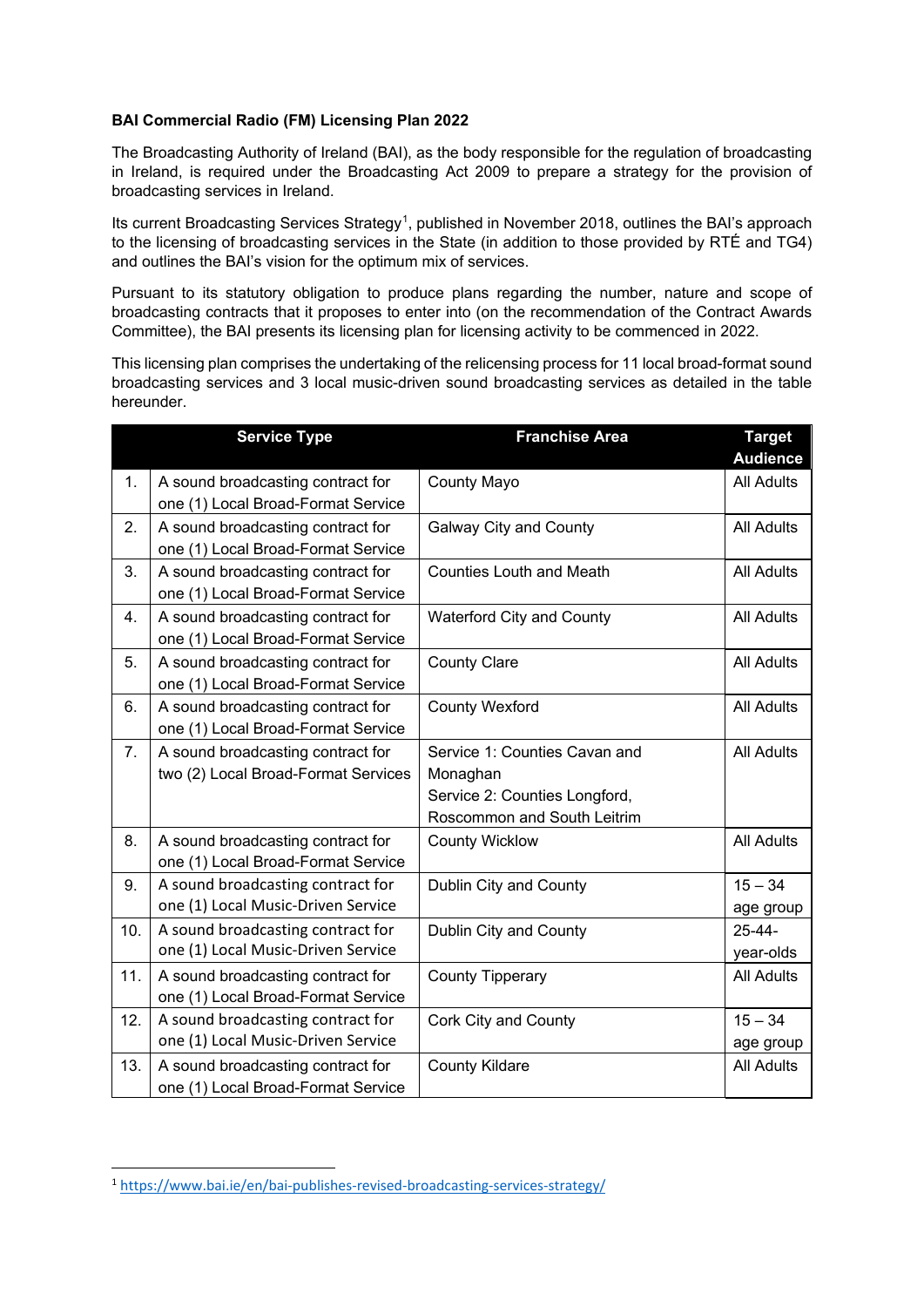**BAI Commercial Radio (FM) Licensing Plan 2022**

The Broadcasting Authority of Ireland (BAI), as the body responsible for the regulation of broadcasting in Ireland, is required under the Broadcasting Act 2009 to prepare a strategy for the provision of broadcasting services in Ireland.

Its current Broadcasting Services Strategy[1], published in November 2018, outlines the BAI's approach to the licensing of broadcasting services in the State (in addition to those provided by RTÉ and TG4) and outlines the BAI's vision for the optimum mix of services.

Pursuant to its statutory obligation to produce plans regarding the number, nature and scope of broadcasting contracts that it proposes to enter into (on the recommendation of the Contract Awards Committee), the BAI presents its licensing plan for licensing activity to be commenced in 2022.

This licensing plan comprises the undertaking of the relicensing process for 11 local broad-format sound broadcasting services and 3 local music-driven sound broadcasting services as detailed in the table hereunder.

| | Service Type | Franchise Area | Target Audience |
|---|---|---|---|
| 1. | A sound broadcasting contract for one (1) Local Broad-Format Service | County Mayo | All Adults |
| 2. | A sound broadcasting contract for one (1) Local Broad-Format Service | Galway City and County | All Adults |
| 3. | A sound broadcasting contract for one (1) Local Broad-Format Service | Counties Louth and Meath | All Adults |
| 4. | A sound broadcasting contract for one (1) Local Broad-Format Service | Waterford City and County | All Adults |
| 5. | A sound broadcasting contract for one (1) Local Broad-Format Service | County Clare | All Adults |
| 6. | A sound broadcasting contract for one (1) Local Broad-Format Service | County Wexford | All Adults |
| 7. | A sound broadcasting contract for two (2) Local Broad-Format Services | Service 1: Counties Cavan and Monaghan<br>Service 2: Counties Longford, Roscommon and South Leitrim | All Adults |
| 8. | A sound broadcasting contract for one (1) Local Broad-Format Service | County Wicklow | All Adults |
| 9. | A sound broadcasting contract for one (1) Local Music-Driven Service | Dublin City and County | 15 – 34 age group |
| 10. | A sound broadcasting contract for one (1) Local Music-Driven Service | Dublin City and County | 25-44-year-olds |
| 11. | A sound broadcasting contract for one (1) Local Broad-Format Service | County Tipperary | All Adults |
| 12. | A sound broadcasting contract for one (1) Local Music-Driven Service | Cork City and County | 15 – 34 age group |
| 13. | A sound broadcasting contract for one (1) Local Broad-Format Service | County Kildare | All Adults |

[1] https://www.bai.ie/en/bai-publishes-revised-broadcasting-services-strategy/